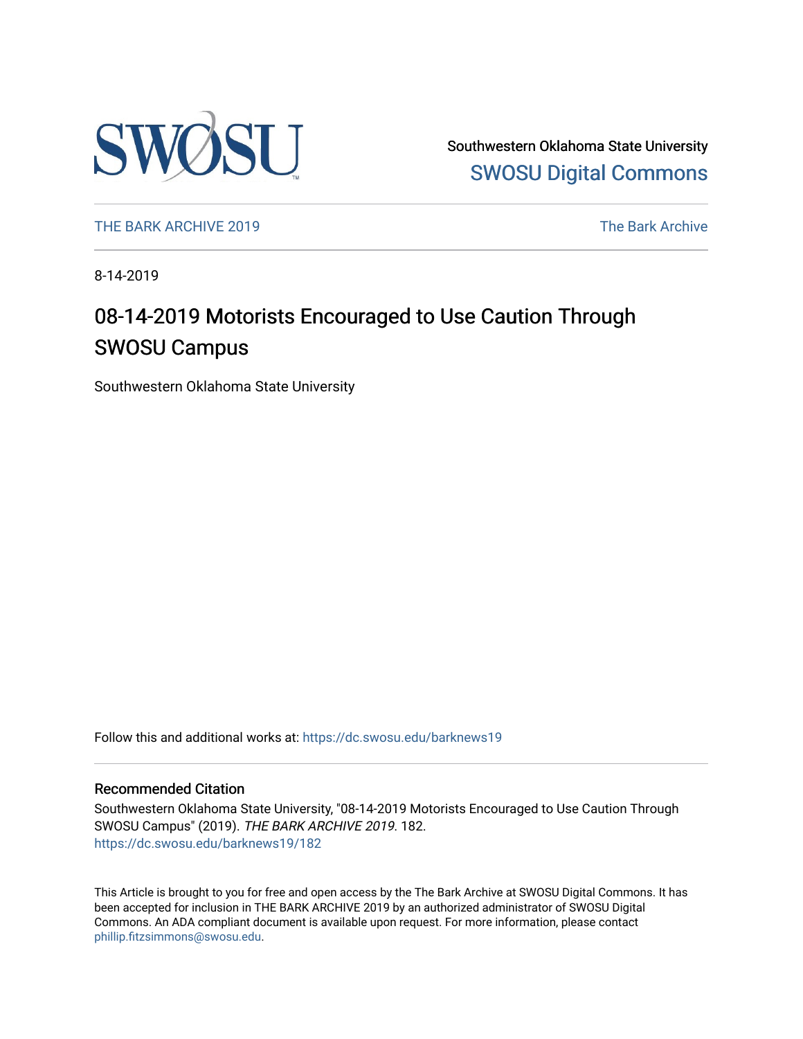Southwestern Oklahoma State University
[SWOSU Digital Commons](https://dc.swosu.edu/)

[THE BARK ARCHIVE 2019](https://dc.swosu.edu/barknews19) | [The Bark Archive](https://dc.swosu.edu/bark)

8-14-2019

# 08-14-2019 Motorists Encouraged to Use Caution Through SWOSU Campus

Southwestern Oklahoma State University

Follow this and additional works at: https://dc.swosu.edu/barknews19

## Recommended Citation

Southwestern Oklahoma State University, "08-14-2019 Motorists Encouraged to Use Caution Through SWOSU Campus" (2019). *THE BARK ARCHIVE 2019*. 182.
https://dc.swosu.edu/barknews19/182

This Article is brought to you for free and open access by the The Bark Archive at SWOSU Digital Commons. It has been accepted for inclusion in THE BARK ARCHIVE 2019 by an authorized administrator of SWOSU Digital Commons. An ADA compliant document is available upon request. For more information, please contact phillip.fitzsimmons@swosu.edu.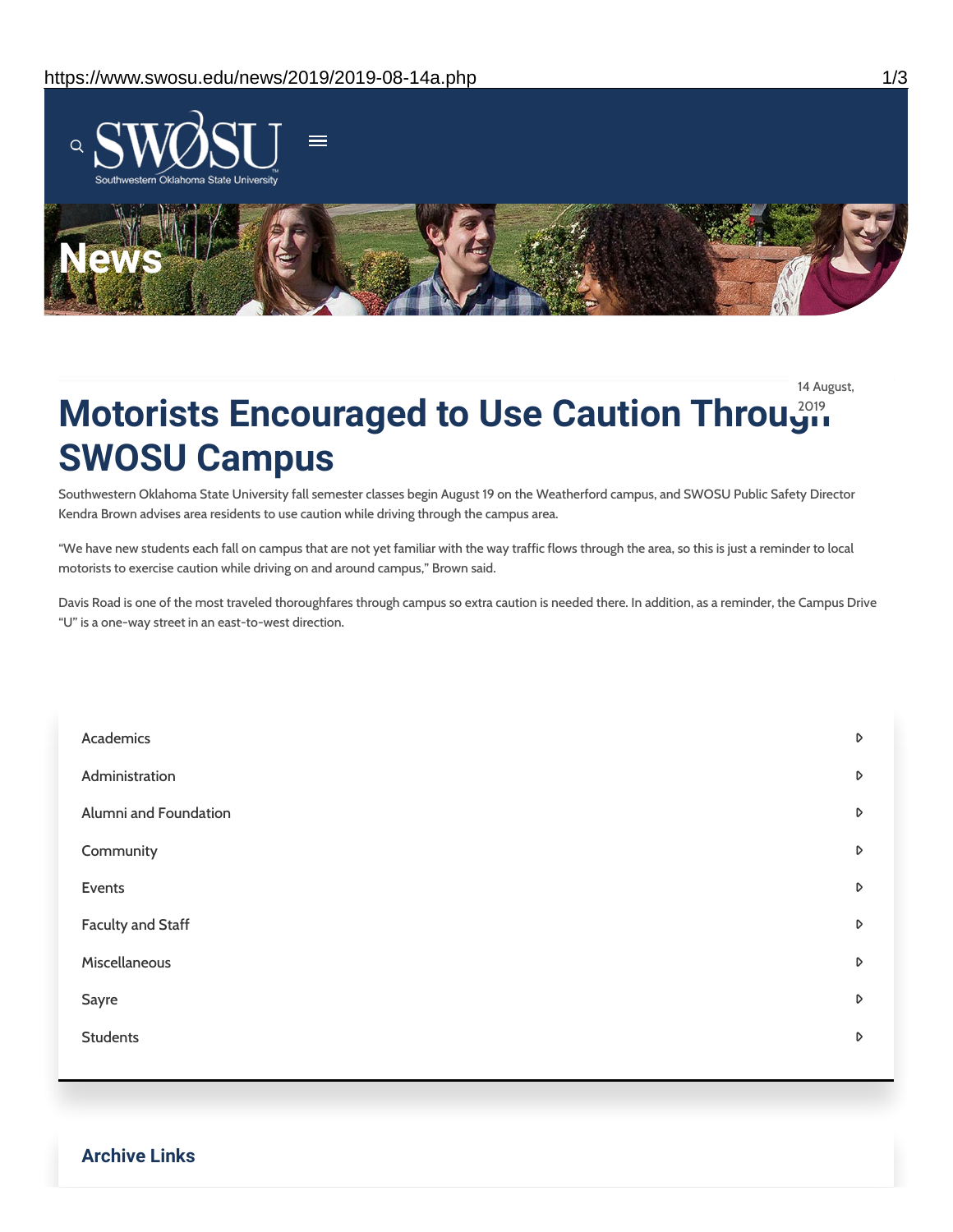# News

14 August, 2019

# Motorists Encouraged to Use Caution Through SWOSU Campus

Southwestern Oklahoma State University fall semester classes begin August 19 on the Weatherford campus, and SWOSU Public Safety Director Kendra Brown advises area residents to use caution while driving through the campus area.

"We have new students each fall on campus that are not yet familiar with the way traffic flows through the area, so this is just a reminder to local motorists to exercise caution while driving on and around campus," Brown said.

Davis Road is one of the most traveled thoroughfares through campus so extra caution is needed there. In addition, as a reminder, the Campus Drive "U" is a one-way street in an east-to-west direction.

- Academics
- Administration
- Alumni and Foundation
- Community
- Events
- Faculty and Staff
- Miscellaneous
- Sayre
- Students

## Archive Links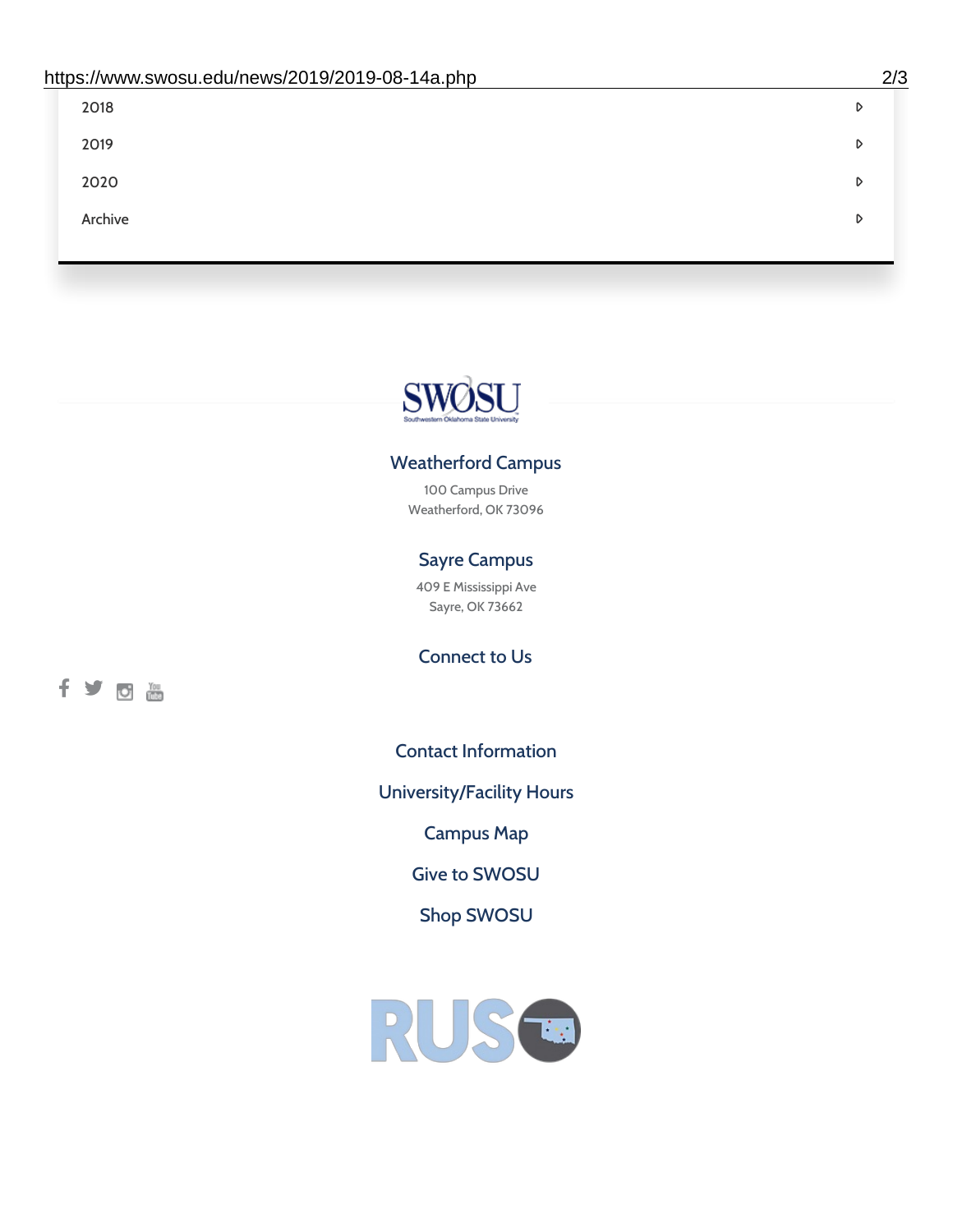2018

2019

2020

Archive

SWOSU

Southwestern Oklahoma State University

### Weatherford Campus

100 Campus Drive
Weatherford, OK 73096

### Sayre Campus

409 E Mississippi Ave
Sayre, OK 73662

### Connect to Us

Contact Information

University/Facility Hours

Campus Map

Give to SWOSU

Shop SWOSU

RUSO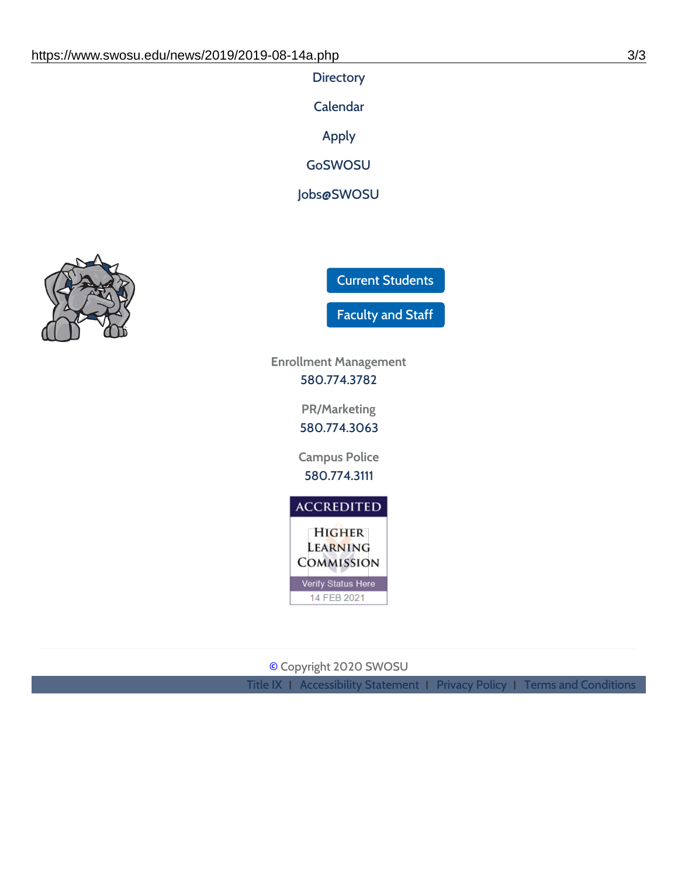Directory

Calendar

Apply

GoSWOSU

Jobs@SWOSU

Current Students

Faculty and Staff

Enrollment Management
580.774.3782

PR/Marketing
580.774.3063

Campus Police
580.774.3111

ACCREDITED
HIGHER LEARNING COMMISSION
Verify Status Here
14 FEB 2021

© Copyright 2020 SWOSU

Title IX | Accessibility Statement | Privacy Policy | Terms and Conditions